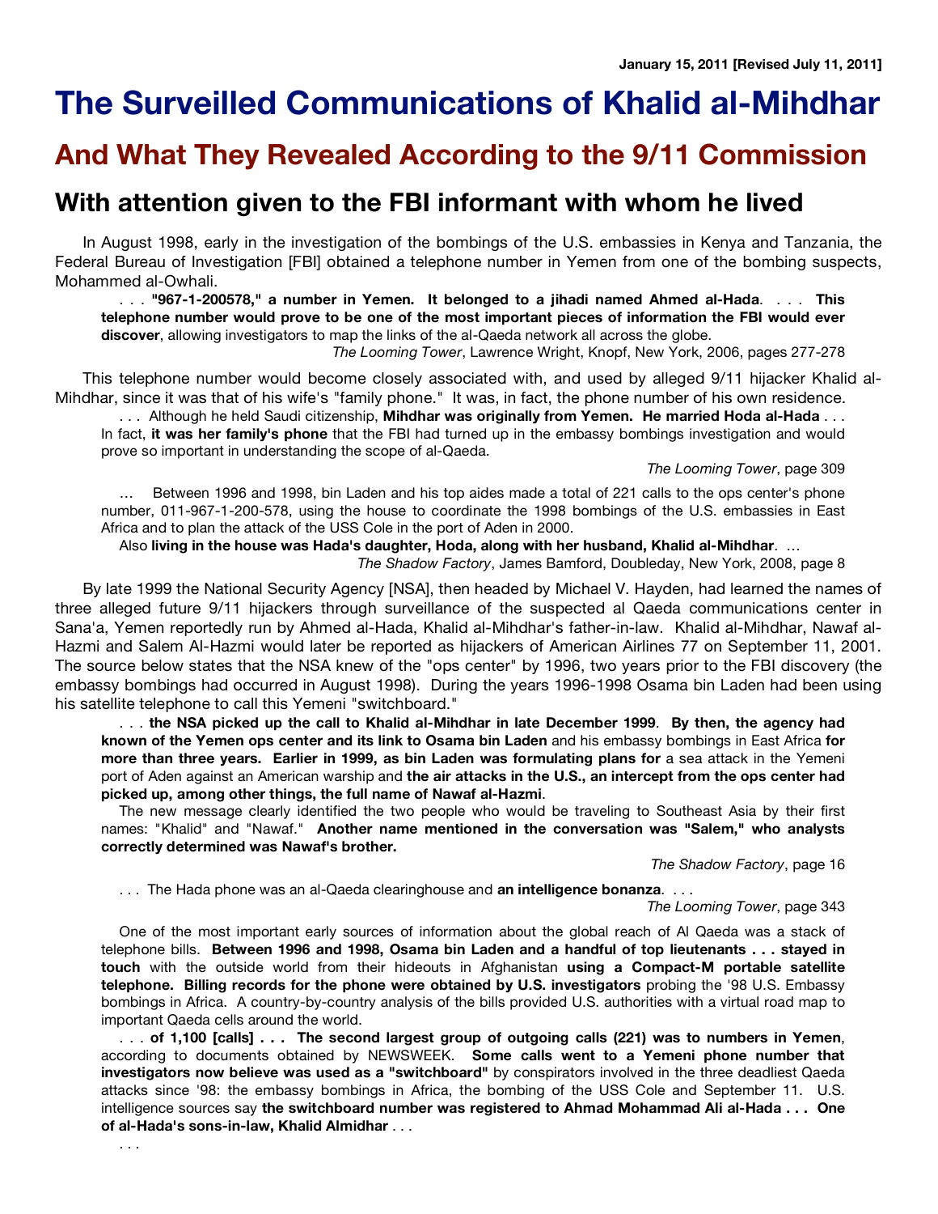January 15, 2011 [Revised July 11, 2011]

# The Surveilled Communications of Khalid al-Mihdhar

## And What They Revealed According to the 9/11 Commission

### With attention given to the FBI informant with whom he lived

In August 1998, early in the investigation of the bombings of the U.S. embassies in Kenya and Tanzania, the Federal Bureau of Investigation [FBI] obtained a telephone number in Yemen from one of the bombing suspects, Mohammed al-Owhali.

> . . . **"967-1-200578," a number in Yemen. It belonged to a jihadi named Ahmed al-Hada**. . . . **This telephone number would prove to be one of the most important pieces of information the FBI would ever discover**, allowing investigators to map the links of the al-Qaeda network all across the globe.
>
> *The Looming Tower*, Lawrence Wright, Knopf, New York, 2006, pages 277-278

This telephone number would become closely associated with, and used by alleged 9/11 hijacker Khalid al-Mihdhar, since it was that of his wife's "family phone." It was, in fact, the phone number of his own residence.

> . . . Although he held Saudi citizenship, **Mihdhar was originally from Yemen. He married Hoda al-Hada** . . . In fact, **it was her family's phone** that the FBI had turned up in the embassy bombings investigation and would prove so important in understanding the scope of al-Qaeda.
>
> *The Looming Tower*, page 309

> … Between 1996 and 1998, bin Laden and his top aides made a total of 221 calls to the ops center's phone number, 011-967-1-200-578, using the house to coordinate the 1998 bombings of the U.S. embassies in East Africa and to plan the attack of the USS Cole in the port of Aden in 2000.
>
> Also **living in the house was Hada's daughter, Hoda, along with her husband, Khalid al-Mihdhar**. …
>
> *The Shadow Factory*, James Bamford, Doubleday, New York, 2008, page 8

By late 1999 the National Security Agency [NSA], then headed by Michael V. Hayden, had learned the names of three alleged future 9/11 hijackers through surveillance of the suspected al Qaeda communications center in Sana'a, Yemen reportedly run by Ahmed al-Hada, Khalid al-Mihdhar's father-in-law. Khalid al-Mihdhar, Nawaf al-Hazmi and Salem Al-Hazmi would later be reported as hijackers of American Airlines 77 on September 11, 2001. The source below states that the NSA knew of the "ops center" by 1996, two years prior to the FBI discovery (the embassy bombings had occurred in August 1998). During the years 1996-1998 Osama bin Laden had been using his satellite telephone to call this Yemeni "switchboard."

> . . . **the NSA picked up the call to Khalid al-Mihdhar in late December 1999**. **By then, the agency had known of the Yemen ops center and its link to Osama bin Laden** and his embassy bombings in East Africa **for more than three years. Earlier in 1999, as bin Laden was formulating plans for** a sea attack in the Yemeni port of Aden against an American warship and **the air attacks in the U.S., an intercept from the ops center had picked up, among other things, the full name of Nawaf al-Hazmi**.
>
> The new message clearly identified the two people who would be traveling to Southeast Asia by their first names: "Khalid" and "Nawaf." **Another name mentioned in the conversation was "Salem," who analysts correctly determined was Nawaf's brother.**
>
> *The Shadow Factory*, page 16

> . . . The Hada phone was an al-Qaeda clearinghouse and **an intelligence bonanza**. . . .
>
> *The Looming Tower*, page 343

> One of the most important early sources of information about the global reach of Al Qaeda was a stack of telephone bills. **Between 1996 and 1998, Osama bin Laden and a handful of top lieutenants . . . stayed in touch** with the outside world from their hideouts in Afghanistan **using a Compact-M portable satellite telephone. Billing records for the phone were obtained by U.S. investigators** probing the '98 U.S. Embassy bombings in Africa. A country-by-country analysis of the bills provided U.S. authorities with a virtual road map to important Qaeda cells around the world.
>
> . . . **of 1,100 [calls] . . . The second largest group of outgoing calls (221) was to numbers in Yemen**, according to documents obtained by NEWSWEEK. **Some calls went to a Yemeni phone number that investigators now believe was used as a "switchboard"** by conspirators involved in the three deadliest Qaeda attacks since '98: the embassy bombings in Africa, the bombing of the USS Cole and September 11. U.S. intelligence sources say **the switchboard number was registered to Ahmad Mohammad Ali al-Hada . . . One of al-Hada's sons-in-law, Khalid Almidhar** . . .
>
> . . .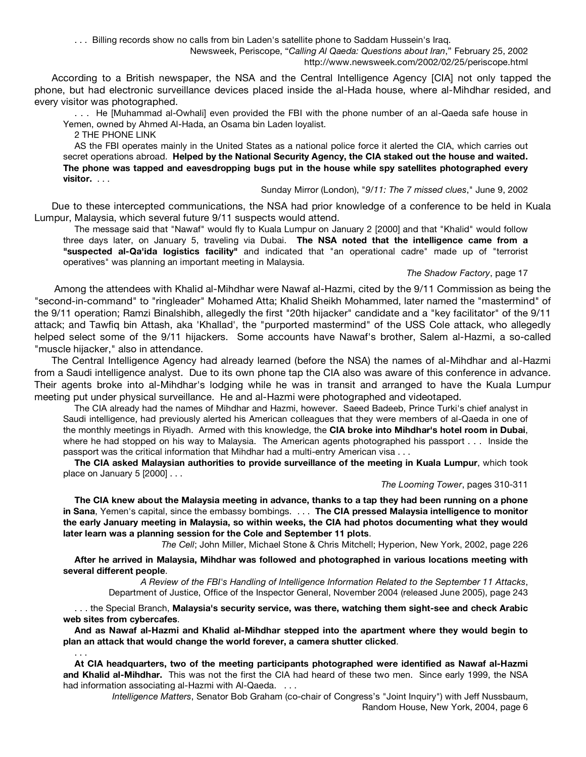> . . . Billing records show no calls from bin Laden's satellite phone to Saddam Hussein's Iraq.
>
> Newsweek, Periscope, "*Calling Al Qaeda: Questions about Iran*," February 25, 2002
> http://www.newsweek.com/2002/02/25/periscope.html

According to a British newspaper, the NSA and the Central Intelligence Agency [CIA] not only tapped the phone, but had electronic surveillance devices placed inside the al-Hada house, where al-Mihdhar resided, and every visitor was photographed.

> . . . He [Muhammad al-Owhali] even provided the FBI with the phone number of an al-Qaeda safe house in Yemen, owned by Ahmed Al-Hada, an Osama bin Laden loyalist.
>
> 2 THE PHONE LINK
>
> AS the FBI operates mainly in the United States as a national police force it alerted the CIA, which carries out secret operations abroad. **Helped by the National Security Agency, the CIA staked out the house and waited. The phone was tapped and eavesdropping bugs put in the house while spy satellites photographed every visitor.** . . .
>
> Sunday Mirror (London), "*9/11: The 7 missed clues*," June 9, 2002

Due to these intercepted communications, the NSA had prior knowledge of a conference to be held in Kuala Lumpur, Malaysia, which several future 9/11 suspects would attend.

> The message said that "Nawaf" would fly to Kuala Lumpur on January 2 [2000] and that "Khalid" would follow three days later, on January 5, traveling via Dubai. **The NSA noted that the intelligence came from a "suspected al-Qa'ida logistics facility"** and indicated that "an operational cadre" made up of "terrorist operatives" was planning an important meeting in Malaysia.
>
> *The Shadow Factory*, page 17

Among the attendees with Khalid al-Mihdhar were Nawaf al-Hazmi, cited by the 9/11 Commission as being the "second-in-command" to "ringleader" Mohamed Atta; Khalid Sheikh Mohammed, later named the "mastermind" of the 9/11 operation; Ramzi Binalshibh, allegedly the first "20th hijacker" candidate and a "key facilitator" of the 9/11 attack; and Tawfiq bin Attash, aka 'Khallad', the "purported mastermind" of the USS Cole attack, who allegedly helped select some of the 9/11 hijackers. Some accounts have Nawaf's brother, Salem al-Hazmi, a so-called "muscle hijacker," also in attendance.

The Central Intelligence Agency had already learned (before the NSA) the names of al-Mihdhar and al-Hazmi from a Saudi intelligence analyst. Due to its own phone tap the CIA also was aware of this conference in advance. Their agents broke into al-Mihdhar's lodging while he was in transit and arranged to have the Kuala Lumpur meeting put under physical surveillance. He and al-Hazmi were photographed and videotaped.

> The CIA already had the names of Mihdhar and Hazmi, however. Saeed Badeeb, Prince Turki's chief analyst in Saudi intelligence, had previously alerted his American colleagues that they were members of al-Qaeda in one of the monthly meetings in Riyadh. Armed with this knowledge, the **CIA broke into Mihdhar's hotel room in Dubai**, where he had stopped on his way to Malaysia. The American agents photographed his passport . . . Inside the passport was the critical information that Mihdhar had a multi-entry American visa . . .
>
> **The CIA asked Malaysian authorities to provide surveillance of the meeting in Kuala Lumpur**, which took place on January 5 [2000] . . .
>
> *The Looming Tower*, pages 310-311

> **The CIA knew about the Malaysia meeting in advance, thanks to a tap they had been running on a phone in Sana**, Yemen's capital, since the embassy bombings. . . . **The CIA pressed Malaysia intelligence to monitor the early January meeting in Malaysia, so within weeks, the CIA had photos documenting what they would later learn was a planning session for the Cole and September 11 plots**.
>
> *The Cell*; John Miller, Michael Stone & Chris Mitchell; Hyperion, New York, 2002, page 226

> **After he arrived in Malaysia, Mihdhar was followed and photographed in various locations meeting with several different people**.
>
> *A Review of the FBI's Handling of Intelligence Information Related to the September 11 Attacks*, Department of Justice, Office of the Inspector General, November 2004 (released June 2005), page 243

> . . . the Special Branch, **Malaysia's security service, was there, watching them sight-see and check Arabic web sites from cybercafes**.
>
> **And as Nawaf al-Hazmi and Khalid al-Mihdhar stepped into the apartment where they would begin to plan an attack that would change the world forever, a camera shutter clicked**.
>
> . . .
>
> **At CIA headquarters, two of the meeting participants photographed were identified as Nawaf al-Hazmi and Khalid al-Mihdhar.** This was not the first the CIA had heard of these two men. Since early 1999, the NSA had information associating al-Hazmi with Al-Qaeda. . . .
>
> *Intelligence Matters*, Senator Bob Graham (co-chair of Congress's "Joint Inquiry") with Jeff Nussbaum, Random House, New York, 2004, page 6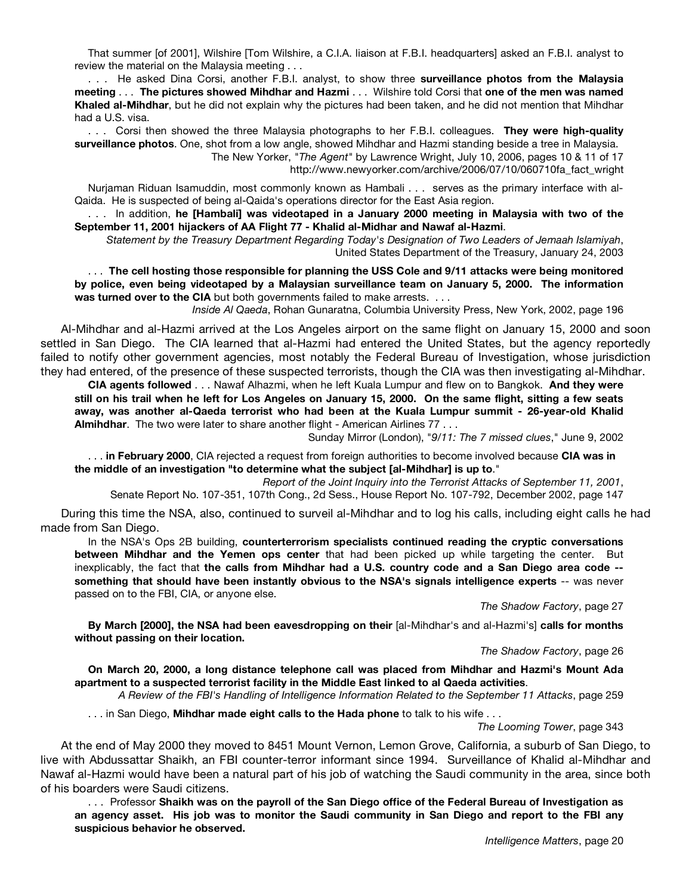That summer [of 2001], Wilshire [Tom Wilshire, a C.I.A. liaison at F.B.I. headquarters] asked an F.B.I. analyst to review the material on the Malaysia meeting . . .

. . . He asked Dina Corsi, another F.B.I. analyst, to show three **surveillance photos from the Malaysia meeting** . . . **The pictures showed Mihdhar and Hazmi** . . . Wilshire told Corsi that **one of the men was named Khaled al-Mihdhar**, but he did not explain why the pictures had been taken, and he did not mention that Mihdhar had a U.S. visa.

. . . Corsi then showed the three Malaysia photographs to her F.B.I. colleagues. **They were high-quality surveillance photos**. One, shot from a low angle, showed Mihdhar and Hazmi standing beside a tree in Malaysia.

The New Yorker, "*The Agent*" by Lawrence Wright, July 10, 2006, pages 10 & 11 of 17
http://www.newyorker.com/archive/2006/07/10/060710fa_fact_wright

Nurjaman Riduan Isamuddin, most commonly known as Hambali . . . serves as the primary interface with al-Qaida. He is suspected of being al-Qaida's operations director for the East Asia region.

. . . In addition, **he [Hambali] was videotaped in a January 2000 meeting in Malaysia with two of the September 11, 2001 hijackers of AA Flight 77 - Khalid al-Midhar and Nawaf al-Hazmi**.

*Statement by the Treasury Department Regarding Today's Designation of Two Leaders of Jemaah Islamiyah*, United States Department of the Treasury, January 24, 2003

. . . **The cell hosting those responsible for planning the USS Cole and 9/11 attacks were being monitored by police, even being videotaped by a Malaysian surveillance team on January 5, 2000. The information was turned over to the CIA** but both governments failed to make arrests. . . .

*Inside Al Qaeda*, Rohan Gunaratna, Columbia University Press, New York, 2002, page 196

Al-Mihdhar and al-Hazmi arrived at the Los Angeles airport on the same flight on January 15, 2000 and soon settled in San Diego. The CIA learned that al-Hazmi had entered the United States, but the agency reportedly failed to notify other government agencies, most notably the Federal Bureau of Investigation, whose jurisdiction they had entered, of the presence of these suspected terrorists, though the CIA was then investigating al-Mihdhar.

**CIA agents followed** . . . Nawaf Alhazmi, when he left Kuala Lumpur and flew on to Bangkok. **And they were still on his trail when he left for Los Angeles on January 15, 2000. On the same flight, sitting a few seats away, was another al-Qaeda terrorist who had been at the Kuala Lumpur summit - 26-year-old Khalid Almihdhar**. The two were later to share another flight - American Airlines 77 . . .

Sunday Mirror (London), "*9/11: The 7 missed clues*," June 9, 2002

. . . **in February 2000**, CIA rejected a request from foreign authorities to become involved because **CIA was in the middle of an investigation "to determine what the subject [al-Mihdhar] is up to**."

*Report of the Joint Inquiry into the Terrorist Attacks of September 11, 2001*,
Senate Report No. 107-351, 107th Cong., 2d Sess., House Report No. 107-792, December 2002, page 147

During this time the NSA, also, continued to surveil al-Mihdhar and to log his calls, including eight calls he had made from San Diego.

In the NSA's Ops 2B building, **counterterrorism specialists continued reading the cryptic conversations between Mihdhar and the Yemen ops center** that had been picked up while targeting the center. But inexplicably, the fact that **the calls from Mihdhar had a U.S. country code and a San Diego area code -- something that should have been instantly obvious to the NSA's signals intelligence experts** -- was never passed on to the FBI, CIA, or anyone else.

*The Shadow Factory*, page 27

**By March [2000], the NSA had been eavesdropping on their** [al-Mihdhar's and al-Hazmi's] **calls for months without passing on their location.**

*The Shadow Factory*, page 26

**On March 20, 2000, a long distance telephone call was placed from Mihdhar and Hazmi's Mount Ada apartment to a suspected terrorist facility in the Middle East linked to al Qaeda activities**.

*A Review of the FBI's Handling of Intelligence Information Related to the September 11 Attacks*, page 259

. . . in San Diego, **Mihdhar made eight calls to the Hada phone** to talk to his wife . . .

*The Looming Tower*, page 343

At the end of May 2000 they moved to 8451 Mount Vernon, Lemon Grove, California, a suburb of San Diego, to live with Abdussattar Shaikh, an FBI counter-terror informant since 1994. Surveillance of Khalid al-Mihdhar and Nawaf al-Hazmi would have been a natural part of his job of watching the Saudi community in the area, since both of his boarders were Saudi citizens.

. . . Professor **Shaikh was on the payroll of the San Diego office of the Federal Bureau of Investigation as an agency asset. His job was to monitor the Saudi community in San Diego and report to the FBI any suspicious behavior he observed.**

*Intelligence Matters*, page 20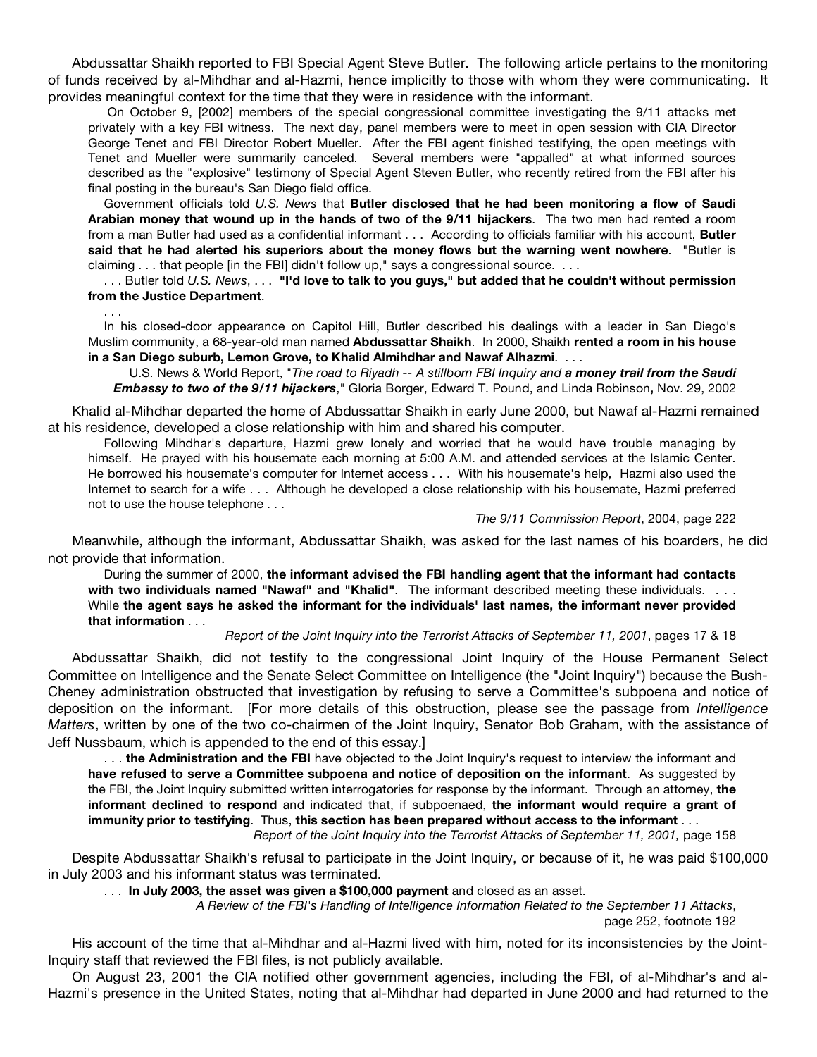Abdussattar Shaikh reported to FBI Special Agent Steve Butler. The following article pertains to the monitoring of funds received by al-Mihdhar and al-Hazmi, hence implicitly to those with whom they were communicating. It provides meaningful context for the time that they were in residence with the informant.

> On October 9, [2002] members of the special congressional committee investigating the 9/11 attacks met privately with a key FBI witness. The next day, panel members were to meet in open session with CIA Director George Tenet and FBI Director Robert Mueller. After the FBI agent finished testifying, the open meetings with Tenet and Mueller were summarily canceled. Several members were "appalled" at what informed sources described as the "explosive" testimony of Special Agent Steven Butler, who recently retired from the FBI after his final posting in the bureau's San Diego field office.
>
> Government officials told *U.S. News* that **Butler disclosed that he had been monitoring a flow of Saudi Arabian money that wound up in the hands of two of the 9/11 hijackers**. The two men had rented a room from a man Butler had used as a confidential informant . . . According to officials familiar with his account, **Butler said that he had alerted his superiors about the money flows but the warning went nowhere**. "Butler is claiming . . . that people [in the FBI] didn't follow up," says a congressional source. . . .
>
> . . . Butler told *U.S. News*, . . . **"I'd love to talk to you guys," but added that he couldn't without permission from the Justice Department**.
>
> . . .
>
> In his closed-door appearance on Capitol Hill, Butler described his dealings with a leader in San Diego's Muslim community, a 68-year-old man named **Abdussattar Shaikh**. In 2000, Shaikh **rented a room in his house in a San Diego suburb, Lemon Grove, to Khalid Almihdhar and Nawaf Alhazmi**. . . .
>
> U.S. News & World Report, "*The road to Riyadh -- A stillborn FBI Inquiry and* ***a money trail from the Saudi Embassy to two of the 9/11 hijackers***," Gloria Borger, Edward T. Pound, and Linda Robinson**,** Nov. 29, 2002

Khalid al-Mihdhar departed the home of Abdussattar Shaikh in early June 2000, but Nawaf al-Hazmi remained at his residence, developed a close relationship with him and shared his computer.

> Following Mihdhar's departure, Hazmi grew lonely and worried that he would have trouble managing by himself. He prayed with his housemate each morning at 5:00 A.M. and attended services at the Islamic Center. He borrowed his housemate's computer for Internet access . . . With his housemate's help, Hazmi also used the Internet to search for a wife . . . Although he developed a close relationship with his housemate, Hazmi preferred not to use the house telephone . . .
>
> *The 9/11 Commission Report*, 2004, page 222

Meanwhile, although the informant, Abdussattar Shaikh, was asked for the last names of his boarders, he did not provide that information.

> During the summer of 2000, **the informant advised the FBI handling agent that the informant had contacts with two individuals named "Nawaf" and "Khalid"**. The informant described meeting these individuals. . . . While **the agent says he asked the informant for the individuals' last names, the informant never provided that information** . . .
>
> *Report of the Joint Inquiry into the Terrorist Attacks of September 11, 2001*, pages 17 & 18

Abdussattar Shaikh, did not testify to the congressional Joint Inquiry of the House Permanent Select Committee on Intelligence and the Senate Select Committee on Intelligence (the "Joint Inquiry") because the Bush-Cheney administration obstructed that investigation by refusing to serve a Committee's subpoena and notice of deposition on the informant. [For more details of this obstruction, please see the passage from *Intelligence Matters*, written by one of the two co-chairmen of the Joint Inquiry, Senator Bob Graham, with the assistance of Jeff Nussbaum, which is appended to the end of this essay.]

> . . . **the Administration and the FBI** have objected to the Joint Inquiry's request to interview the informant and **have refused to serve a Committee subpoena and notice of deposition on the informant**. As suggested by the FBI, the Joint Inquiry submitted written interrogatories for response by the informant. Through an attorney, **the informant declined to respond** and indicated that, if subpoenaed, **the informant would require a grant of immunity prior to testifying**. Thus, **this section has been prepared without access to the informant** . . .
>
> *Report of the Joint Inquiry into the Terrorist Attacks of September 11, 2001,* page 158

Despite Abdussattar Shaikh's refusal to participate in the Joint Inquiry, or because of it, he was paid $100,000 in July 2003 and his informant status was terminated.

> . . . **In July 2003, the asset was given a $100,000 payment** and closed as an asset.
>
> *A Review of the FBI's Handling of Intelligence Information Related to the September 11 Attacks*, page 252, footnote 192

His account of the time that al-Mihdhar and al-Hazmi lived with him, noted for its inconsistencies by the Joint-Inquiry staff that reviewed the FBI files, is not publicly available.

On August 23, 2001 the CIA notified other government agencies, including the FBI, of al-Mihdhar's and al-Hazmi's presence in the United States, noting that al-Mihdhar had departed in June 2000 and had returned to the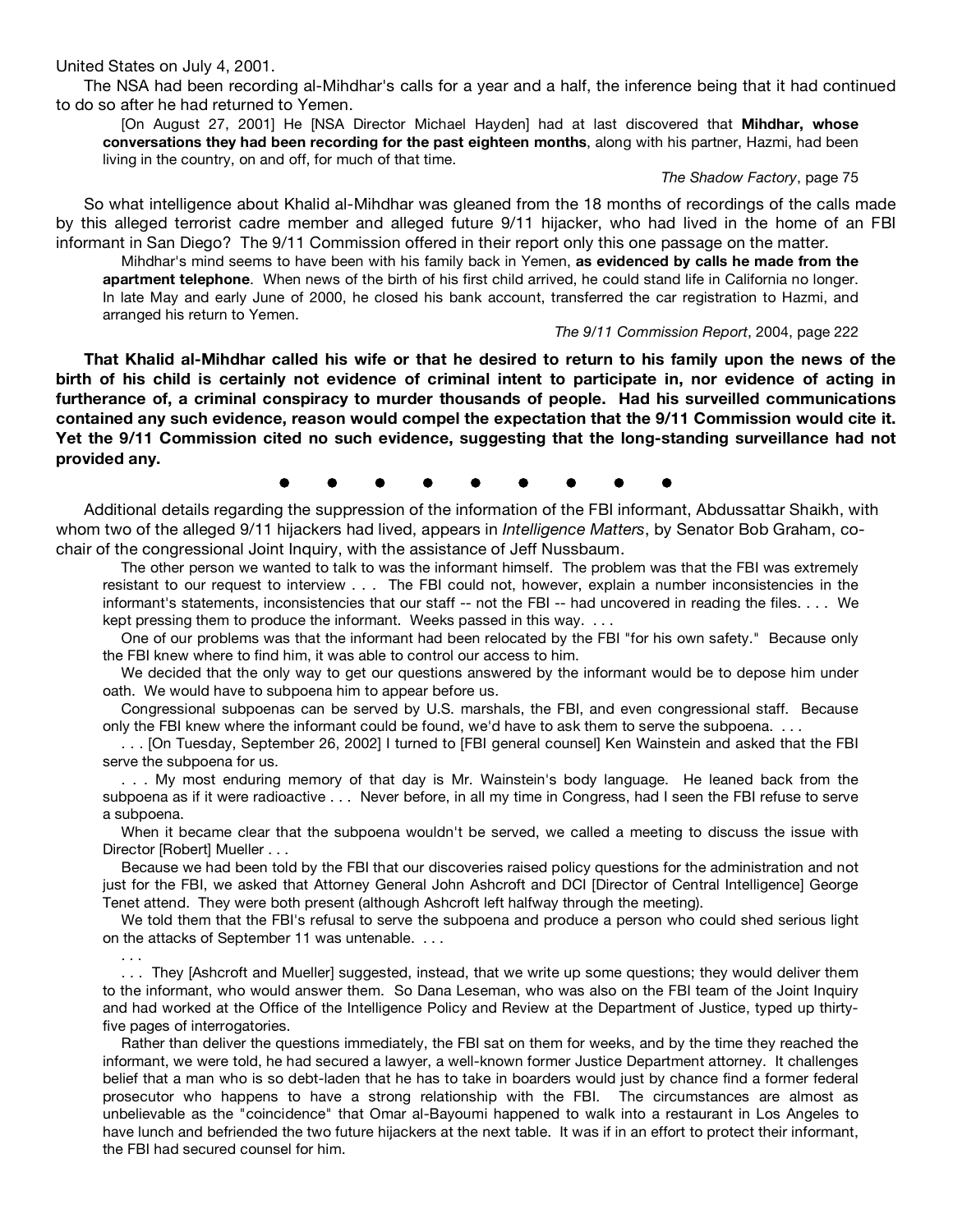United States on July 4, 2001.

The NSA had been recording al-Mihdhar's calls for a year and a half, the inference being that it had continued to do so after he had returned to Yemen.

> [On August 27, 2001] He [NSA Director Michael Hayden] had at last discovered that **Mihdhar, whose conversations they had been recording for the past eighteen months**, along with his partner, Hazmi, had been living in the country, on and off, for much of that time.
>
> *The Shadow Factory*, page 75

So what intelligence about Khalid al-Mihdhar was gleaned from the 18 months of recordings of the calls made by this alleged terrorist cadre member and alleged future 9/11 hijacker, who had lived in the home of an FBI informant in San Diego? The 9/11 Commission offered in their report only this one passage on the matter.

> Mihdhar's mind seems to have been with his family back in Yemen, **as evidenced by calls he made from the apartment telephone**. When news of the birth of his first child arrived, he could stand life in California no longer. In late May and early June of 2000, he closed his bank account, transferred the car registration to Hazmi, and arranged his return to Yemen.
>
> *The 9/11 Commission Report*, 2004, page 222

**That Khalid al-Mihdhar called his wife or that he desired to return to his family upon the news of the birth of his child is certainly not evidence of criminal intent to participate in, nor evidence of acting in furtherance of, a criminal conspiracy to murder thousands of people. Had his surveilled communications contained any such evidence, reason would compel the expectation that the 9/11 Commission would cite it. Yet the 9/11 Commission cited no such evidence, suggesting that the long-standing surveillance had not provided any.**

● ● ● ● ● ● ● ● ●

Additional details regarding the suppression of the information of the FBI informant, Abdussattar Shaikh, with whom two of the alleged 9/11 hijackers had lived, appears in *Intelligence Matters*, by Senator Bob Graham, co-chair of the congressional Joint Inquiry, with the assistance of Jeff Nussbaum.

> The other person we wanted to talk to was the informant himself. The problem was that the FBI was extremely resistant to our request to interview . . . The FBI could not, however, explain a number inconsistencies in the informant's statements, inconsistencies that our staff -- not the FBI -- had uncovered in reading the files. . . . We kept pressing them to produce the informant. Weeks passed in this way. . . .
>
> One of our problems was that the informant had been relocated by the FBI "for his own safety." Because only the FBI knew where to find him, it was able to control our access to him.
>
> We decided that the only way to get our questions answered by the informant would be to depose him under oath. We would have to subpoena him to appear before us.
>
> Congressional subpoenas can be served by U.S. marshals, the FBI, and even congressional staff. Because only the FBI knew where the informant could be found, we'd have to ask them to serve the subpoena. . . .
>
> . . . [On Tuesday, September 26, 2002] I turned to [FBI general counsel] Ken Wainstein and asked that the FBI serve the subpoena for us.
>
> . . . My most enduring memory of that day is Mr. Wainstein's body language. He leaned back from the subpoena as if it were radioactive . . . Never before, in all my time in Congress, had I seen the FBI refuse to serve a subpoena.
>
> When it became clear that the subpoena wouldn't be served, we called a meeting to discuss the issue with Director [Robert] Mueller . . .
>
> Because we had been told by the FBI that our discoveries raised policy questions for the administration and not just for the FBI, we asked that Attorney General John Ashcroft and DCI [Director of Central Intelligence] George Tenet attend. They were both present (although Ashcroft left halfway through the meeting).
>
> We told them that the FBI's refusal to serve the subpoena and produce a person who could shed serious light on the attacks of September 11 was untenable. . . .
>
> . . .
>
> . . . They [Ashcroft and Mueller] suggested, instead, that we write up some questions; they would deliver them to the informant, who would answer them. So Dana Leseman, who was also on the FBI team of the Joint Inquiry and had worked at the Office of the Intelligence Policy and Review at the Department of Justice, typed up thirty-five pages of interrogatories.
>
> Rather than deliver the questions immediately, the FBI sat on them for weeks, and by the time they reached the informant, we were told, he had secured a lawyer, a well-known former Justice Department attorney. It challenges belief that a man who is so debt-laden that he has to take in boarders would just by chance find a former federal prosecutor who happens to have a strong relationship with the FBI. The circumstances are almost as unbelievable as the "coincidence" that Omar al-Bayoumi happened to walk into a restaurant in Los Angeles to have lunch and befriended the two future hijackers at the next table. It was if in an effort to protect their informant, the FBI had secured counsel for him.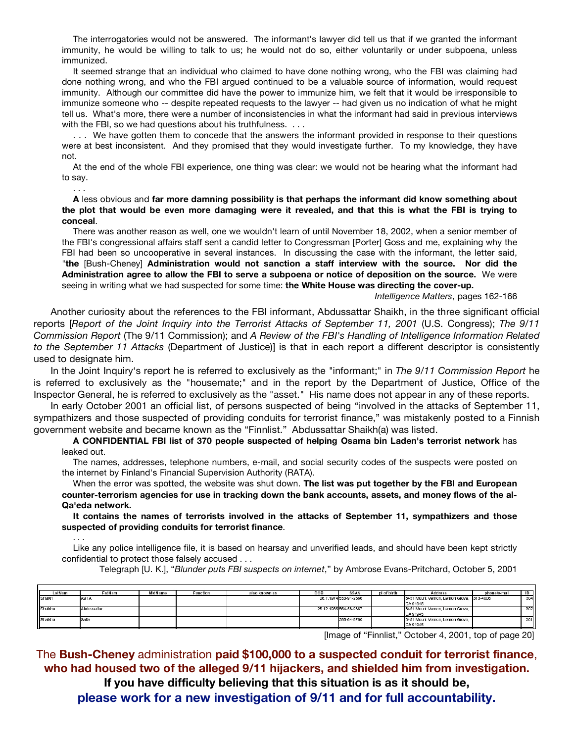The interrogatories would not be answered. The informant's lawyer did tell us that if we granted the informant immunity, he would be willing to talk to us; he would not do so, either voluntarily or under subpoena, unless immunized.

It seemed strange that an individual who claimed to have done nothing wrong, who the FBI was claiming had done nothing wrong, and who the FBI argued continued to be a valuable source of information, would request immunity. Although our committee did have the power to immunize him, we felt that it would be irresponsible to immunize someone who -- despite repeated requests to the lawyer -- had given us no indication of what he might tell us. What's more, there were a number of inconsistencies in what the informant had said in previous interviews with the FBI, so we had questions about his truthfulness. . . .

. . . We have gotten them to concede that the answers the informant provided in response to their questions were at best inconsistent. And they promised that they would investigate further. To my knowledge, they have not.

At the end of the whole FBI experience, one thing was clear: we would not be hearing what the informant had to say.

. . .

**A** less obvious and **far more damning possibility is that perhaps the informant did know something about the plot that would be even more damaging were it revealed, and that this is what the FBI is trying to conceal**.

There was another reason as well, one we wouldn't learn of until November 18, 2002, when a senior member of the FBI's congressional affairs staff sent a candid letter to Congressman [Porter] Goss and me, explaining why the FBI had been so uncooperative in several instances. In discussing the case with the informant, the letter said, "**the** [Bush-Cheney] **Administration would not sanction a staff interview with the source. Nor did the Administration agree to allow the FBI to serve a subpoena or notice of deposition on the source.** We were seeing in writing what we had suspected for some time: **the White House was directing the cover-up.**

*Intelligence Matters*, pages 162-166

Another curiosity about the references to the FBI informant, Abdussattar Shaikh, in the three significant official reports [*Report of the Joint Inquiry into the Terrorist Attacks of September 11, 2001* (U.S. Congress); *The 9/11 Commission Report* (The 9/11 Commission); and *A Review of the FBI's Handling of Intelligence Information Related to the September 11 Attacks* (Department of Justice)] is that in each report a different descriptor is consistently used to designate him.

In the Joint Inquiry's report he is referred to exclusively as the "informant;" in *The 9/11 Commission Report* he is referred to exclusively as the "housemate;" and in the report by the Department of Justice, Office of the Inspector General, he is referred to exclusively as the "asset." His name does not appear in any of these reports.

In early October 2001 an official list, of persons suspected of being "involved in the attacks of September 11, sympathizers and those suspected of providing conduits for terrorist finance," was mistakenly posted to a Finnish government website and became known as the "Finnlist." Abdussattar Shaikh(a) was listed.

**A CONFIDENTIAL FBI list of 370 people suspected of helping Osama bin Laden's terrorist network** has leaked out.

The names, addresses, telephone numbers, e-mail, and social security codes of the suspects were posted on the internet by Finland's Financial Supervision Authority (RATA).

When the error was spotted, the website was shut down. **The list was put together by the FBI and European counter-terrorism agencies for use in tracking down the bank accounts, assets, and money flows of the al-Qa'eda network.**

**It contains the names of terrorists involved in the attacks of September 11, sympathizers and those suspected of providing conduits for terrorist finance**.

. . .

Like any police intelligence file, it is based on hearsay and unverified leads, and should have been kept strictly confidential to protect those falsely accused . . .

Telegraph [U. K.], "*Blunder puts FBI suspects on internet*," by Ambrose Evans-Pritchard, October 5, 2001

| LstNam | FstNam | MidName | Function | also known as | DOB | SSAN | pl of birth | Address | phone/e-mail | ID |
|---|---|---|---|---|---|---|---|---|---|---|
| Shaikh | Asif A | | | | 26.7.1974 | 553-91-2566 | | 8451 Mount Vernon, Lemon Grove, CA 91945 | 313-4006 | 304 |
| Shaikha | Abdussattar | | | | 25.12.1935 | 564-58-0367 | | 8451 Mount Vernon, Lemon Grove, CA 91945 | | 302 |
| Shaikha | Safa | | | | | 395-64-3790 | | 8451 Mount Vernon, Lemon Grove, CA 91945 | | 301 |

[Image of "Finnlist," October 4, 2001, top of page 20]

The **Bush-Cheney** administration **paid $100,000 to a suspected conduit for terrorist finance, who had housed two of the alleged 9/11 hijackers, and shielded him from investigation.**

**If you have difficulty believing that this situation is as it should be,**

**please work for a new investigation of 9/11 and for full accountability.**